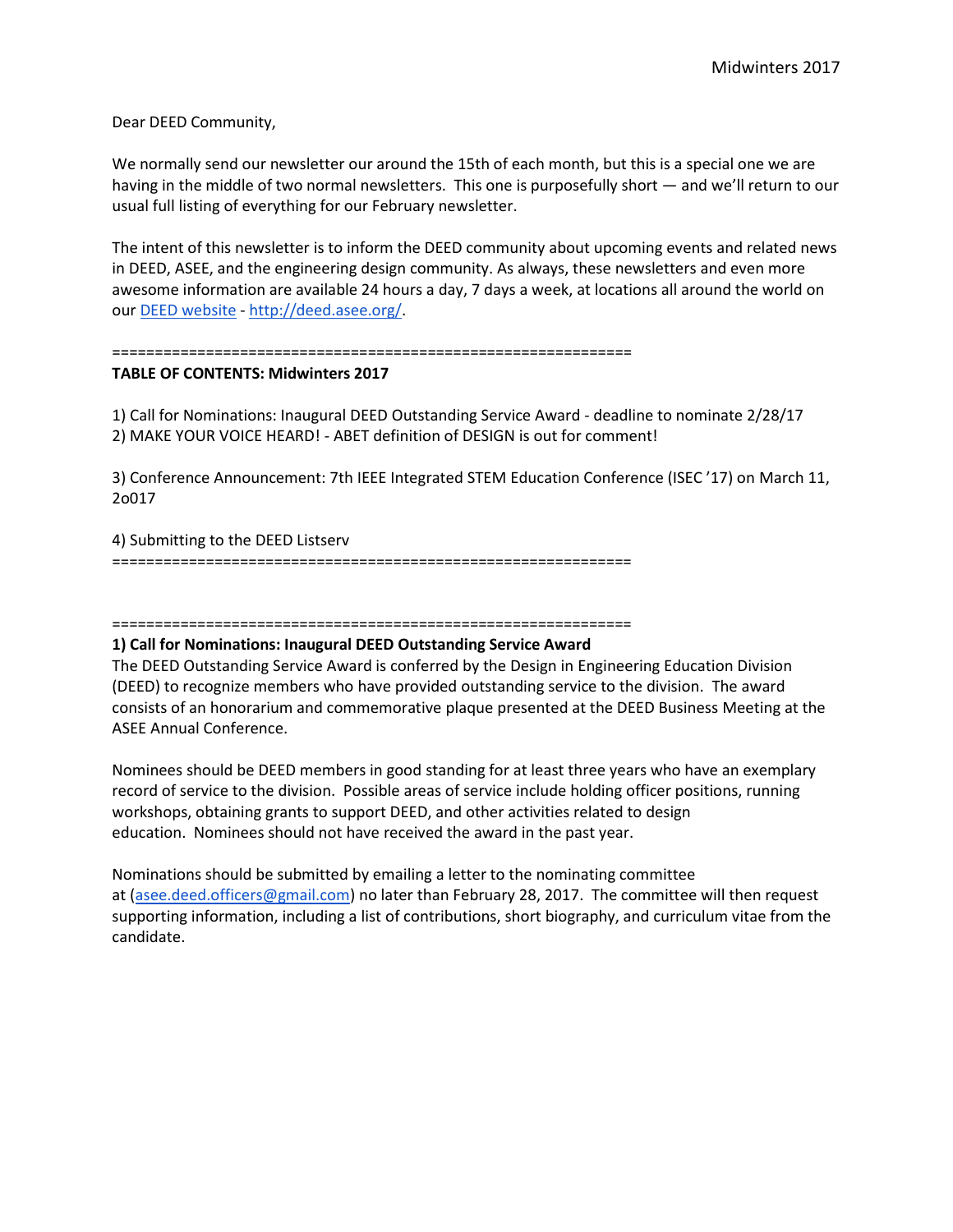Dear DEED Community,

We normally send our newsletter our around the 15th of each month, but this is a special one we are having in the middle of two normal newsletters. This one is purposefully short — and we'll return to our usual full listing of everything for our February newsletter.

The intent of this newsletter is to inform the DEED community about upcoming events and related news in DEED, ASEE, and the engineering design community. As always, these newsletters and even more awesome information are available 24 hours a day, 7 days a week, at locations all around the world on our [DEED website](http://deed.asee.org/) - [http://deed.asee.org/](http://deed.asee.org/).

=============================================================

**TABLE OF CONTENTS: Midwinters 2017**

1) Call for Nominations: Inaugural DEED Outstanding Service Award - deadline to nominate 2/28/17
2) MAKE YOUR VOICE HEARD! - ABET definition of DESIGN is out for comment!

3) Conference Announcement: 7th IEEE Integrated STEM Education Conference (ISEC '17) on March 11, 2o017

4) Submitting to the DEED Listserv

=============================================================

=============================================================

**1) Call for Nominations: Inaugural DEED Outstanding Service Award**

The DEED Outstanding Service Award is conferred by the Design in Engineering Education Division (DEED) to recognize members who have provided outstanding service to the division. The award consists of an honorarium and commemorative plaque presented at the DEED Business Meeting at the ASEE Annual Conference.

Nominees should be DEED members in good standing for at least three years who have an exemplary record of service to the division. Possible areas of service include holding officer positions, running workshops, obtaining grants to support DEED, and other activities related to design education. Nominees should not have received the award in the past year.

Nominations should be submitted by emailing a letter to the nominating committee at ([asee.deed.officers@gmail.com](mailto:asee.deed.officers@gmail.com)) no later than February 28, 2017. The committee will then request supporting information, including a list of contributions, short biography, and curriculum vitae from the candidate.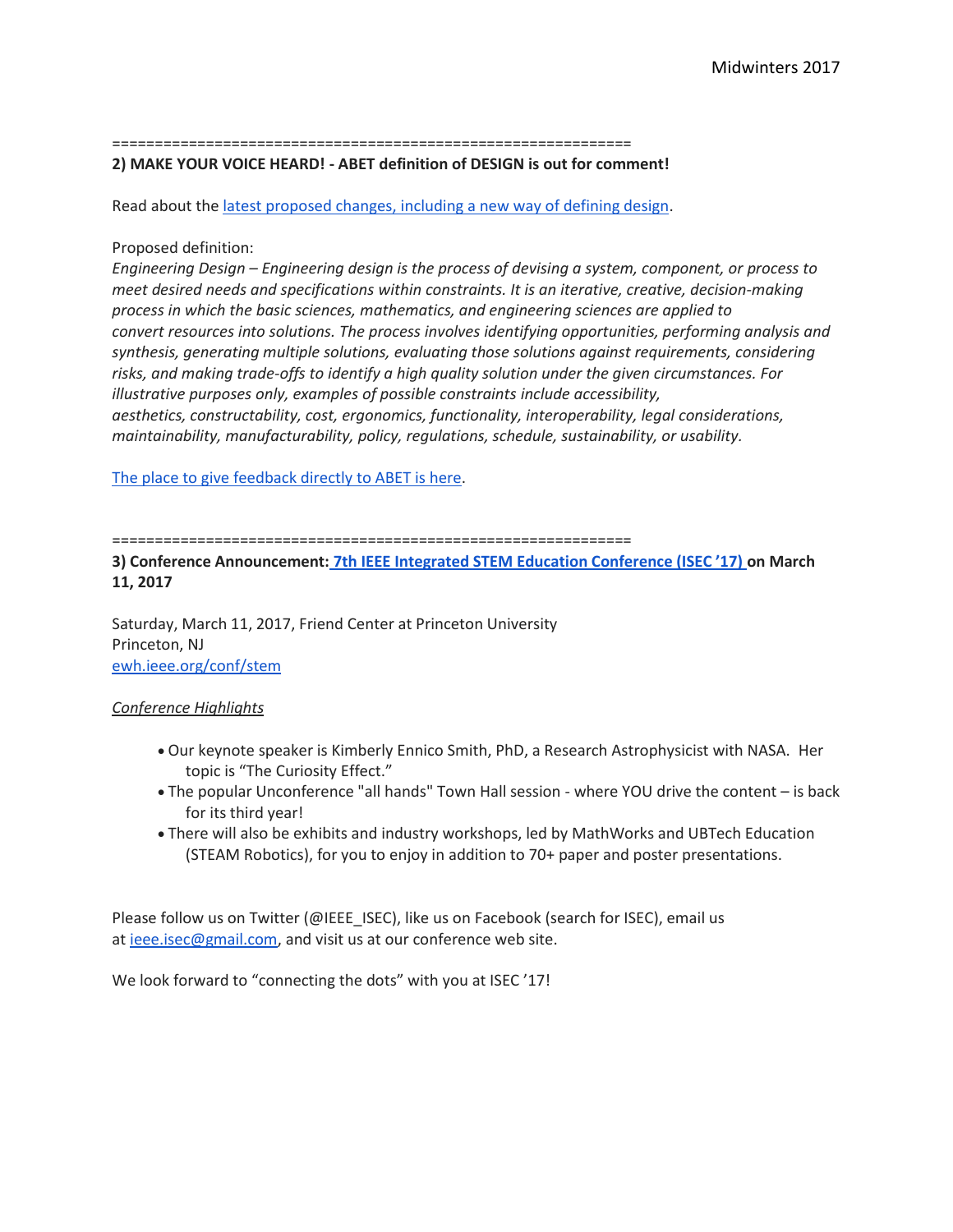============================================================

**2) MAKE YOUR VOICE HEARD! - ABET definition of DESIGN is out for comment!**

Read about the latest proposed changes, including a new way of defining design.

Proposed definition:
*Engineering Design – Engineering design is the process of devising a system, component, or process to meet desired needs and specifications within constraints. It is an iterative, creative, decision-making process in which the basic sciences, mathematics, and engineering sciences are applied to convert resources into solutions. The process involves identifying opportunities, performing analysis and synthesis, generating multiple solutions, evaluating those solutions against requirements, considering risks, and making trade-offs to identify a high quality solution under the given circumstances. For illustrative purposes only, examples of possible constraints include accessibility, aesthetics, constructability, cost, ergonomics, functionality, interoperability, legal considerations, maintainability, manufacturability, policy, regulations, schedule, sustainability, or usability.*

The place to give feedback directly to ABET is here.

============================================================

**3) Conference Announcement: 7th IEEE Integrated STEM Education Conference (ISEC '17) on March 11, 2017**

Saturday, March 11, 2017, Friend Center at Princeton University
Princeton, NJ
ewh.ieee.org/conf/stem

*Conference Highlights*

- Our keynote speaker is Kimberly Ennico Smith, PhD, a Research Astrophysicist with NASA. Her topic is "The Curiosity Effect."
- The popular Unconference "all hands" Town Hall session - where YOU drive the content – is back for its third year!
- There will also be exhibits and industry workshops, led by MathWorks and UBTech Education (STEAM Robotics), for you to enjoy in addition to 70+ paper and poster presentations.

Please follow us on Twitter (@IEEE_ISEC), like us on Facebook (search for ISEC), email us at ieee.isec@gmail.com, and visit us at our conference web site.

We look forward to "connecting the dots" with you at ISEC '17!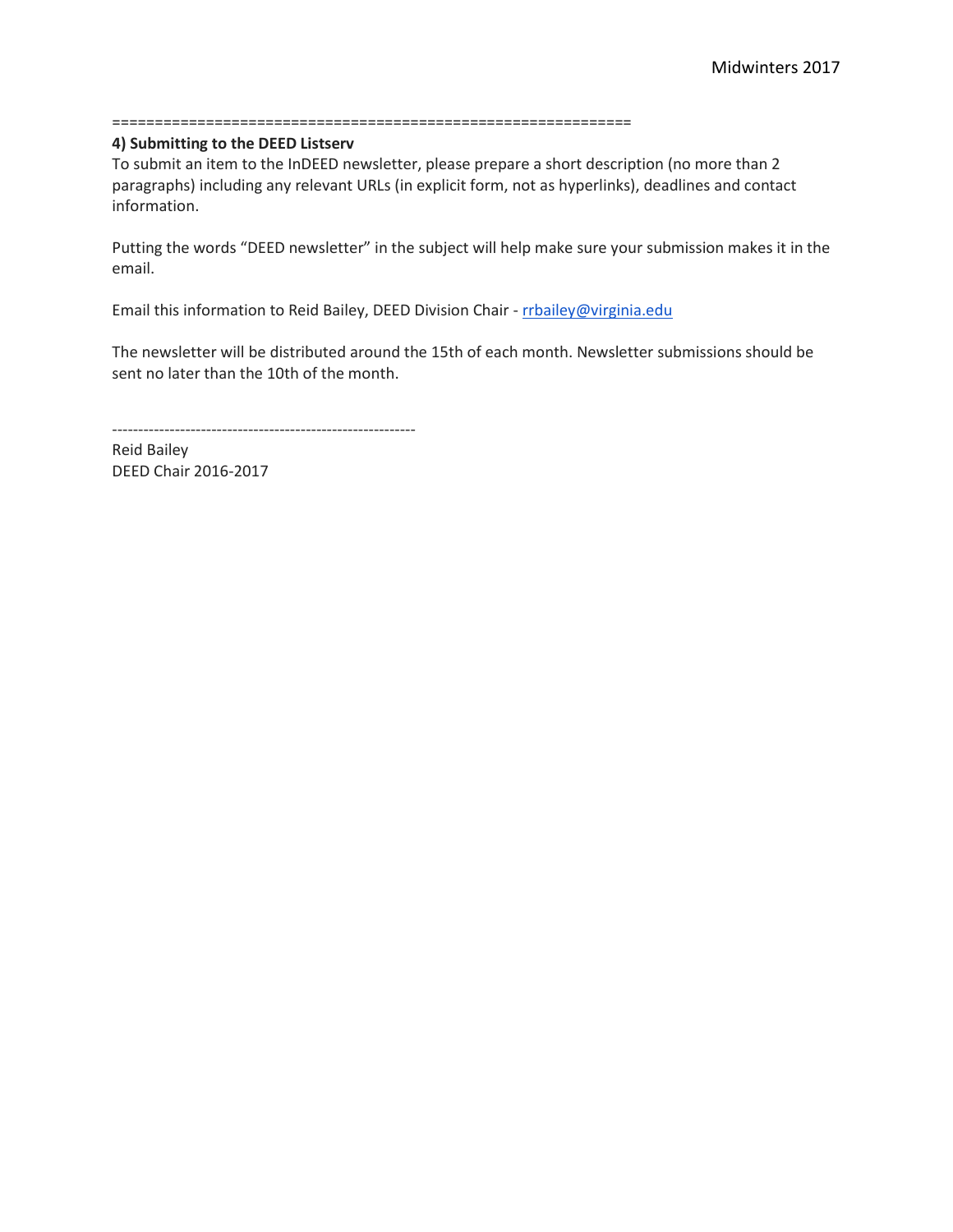============================================================

**4) Submitting to the DEED Listserv**

To submit an item to the InDEED newsletter, please prepare a short description (no more than 2 paragraphs) including any relevant URLs (in explicit form, not as hyperlinks), deadlines and contact information.

Putting the words "DEED newsletter" in the subject will help make sure your submission makes it in the email.

Email this information to Reid Bailey, DEED Division Chair - rrbailey@virginia.edu

The newsletter will be distributed around the 15th of each month. Newsletter submissions should be sent no later than the 10th of the month.

----------------------------------------------------------

Reid Bailey
DEED Chair 2016-2017